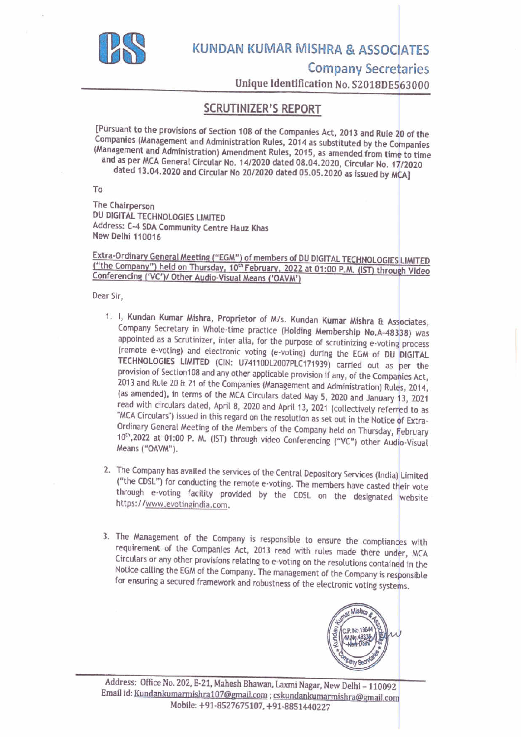# KUNDAN KUMAR MISHRA & ASSOCIATES

## Company Secretaries

**Unique Identification No. S2018DE563000**

## SCRUTINIZER'S REPORT

[Pursuant to the provisions of Section 108 of the Companies Act, 2013 and Rule 20 of the Companies (Management and Administration Rules, 2014 as substituted by the Companies (Management and Administration) Amendment Rules, 2015, as amended from time to time and as per MCA General Circular No. 14/2020 dated 08.04.2020, Circular No. 17/2020 dated 13.04.2020 and Circular No 20/2020 dated 05.05.2020 as issued by MCA]

To

The Chairperson
DU DIGITAL TECHNOLOGIES LIMITED
Address: C-4 SDA Community Centre Hauz Khas
New Delhi 110016

Extra-Ordinary General Meeting ("EGM") of members of DU DIGITAL TECHNOLOGIES LIMITED ("the Company") held on Thursday, 10th February, 2022 at 01:00 P.M. (IST) through Video Conferencing ('VC')/ Other Audio-Visual Means ('OAVM')

Dear Sir,

1. I, Kundan Kumar Mishra, Proprietor of M/s. Kundan Kumar Mishra & Associates, Company Secretary in Whole-time practice (Holding Membership No.A-48338) was appointed as a Scrutinizer, inter alia, for the purpose of scrutinizing e-voting process (remote e-voting) and electronic voting (e-voting) during the EGM of DU DIGITAL TECHNOLOGIES LIMITED (CIN: U74110DL2007PLC171939) carried out as per the provision of Section108 and any other applicable provision if any, of the Companies Act, 2013 and Rule 20 & 21 of the Companies (Management and Administration) Rules, 2014, (as amended), in terms of the MCA Circulars dated May 5, 2020 and January 13, 2021 read with circulars dated, April 8, 2020 and April 13, 2021 (collectively referred to as "MCA Circulars") issued in this regard on the resolution as set out in the Notice of Extra-Ordinary General Meeting of the Members of the Company held on Thursday, February 10th,2022 at 01:00 P. M. (IST) through video Conferencing ("VC") other Audio-Visual Means ("OAVM").

2. The Company has availed the services of the Central Depository Services (India) Limited ("the CDSL") for conducting the remote e-voting. The members have casted their vote through e-voting facility provided by the CDSL on the designated website https://www.evotingindia.com.

3. The Management of the Company is responsible to ensure the compliances with requirement of the Companies Act, 2013 read with rules made there under, MCA Circulars or any other provisions relating to e-voting on the resolutions contained in the Notice calling the EGM of the Company. The management of the Company is responsible for ensuring a secured framework and robustness of the electronic voting systems.

Address: Office No. 202, E-21, Mahesh Bhawan, Laxmi Nagar, New Delhi – 110092
Email id: Kundankumarmishra107@gmail.com ; cskundankumarmishra@gmail.com
Mobile: +91-8527675107, +91-8851440227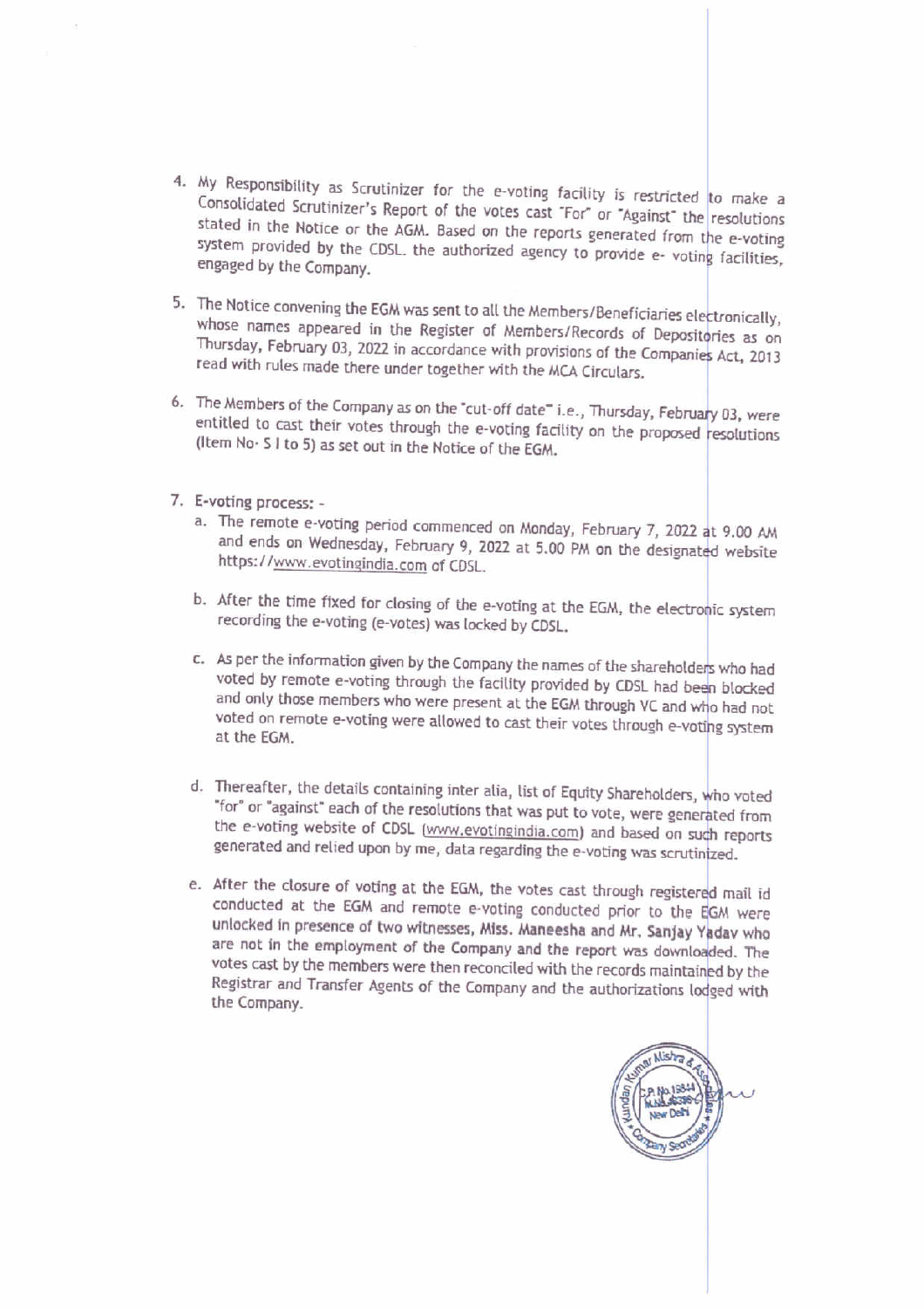4. My Responsibility as Scrutinizer for the e-voting facility is restricted to make a Consolidated Scrutinizer's Report of the votes cast "For" or "Against" the resolutions stated in the Notice or the AGM. Based on the reports generated from the e-voting system provided by the CDSL. the authorized agency to provide e- voting facilities, engaged by the Company.

5. The Notice convening the EGM was sent to all the Members/Beneficiaries electronically, whose names appeared in the Register of Members/Records of Depositories as on Thursday, February 03, 2022 in accordance with provisions of the Companies Act, 2013 read with rules made there under together with the MCA Circulars.

6. The Members of the Company as on the "cut-off date" i.e., Thursday, February 03, were entitled to cast their votes through the e-voting facility on the proposed resolutions (Item No- S I to 5) as set out in the Notice of the EGM.

7. E-voting process: -
   a. The remote e-voting period commenced on Monday, February 7, 2022 at 9.00 AM and ends on Wednesday, February 9, 2022 at 5.00 PM on the designated website https://www.evotingindia.com of CDSL.

   b. After the time fixed for closing of the e-voting at the EGM, the electronic system recording the e-voting (e-votes) was locked by CDSL.

   c. As per the information given by the Company the names of the shareholders who had voted by remote e-voting through the facility provided by CDSL had been blocked and only those members who were present at the EGM through VC and who had not voted on remote e-voting were allowed to cast their votes through e-voting system at the EGM.

   d. Thereafter, the details containing inter alia, list of Equity Shareholders, who voted "for" or "against" each of the resolutions that was put to vote, were generated from the e-voting website of CDSL (www.evotingindia.com) and based on such reports generated and relied upon by me, data regarding the e-voting was scrutinized.

   e. After the closure of voting at the EGM, the votes cast through registered mail id conducted at the EGM and remote e-voting conducted prior to the EGM were unlocked in presence of two witnesses, **Miss. Maneesha** and **Mr. Sanjay Yadav** who are not in the employment of the Company and the report was downloaded. The votes cast by the members were then reconciled with the records maintained by the Registrar and Transfer Agents of the Company and the authorizations lodged with the Company.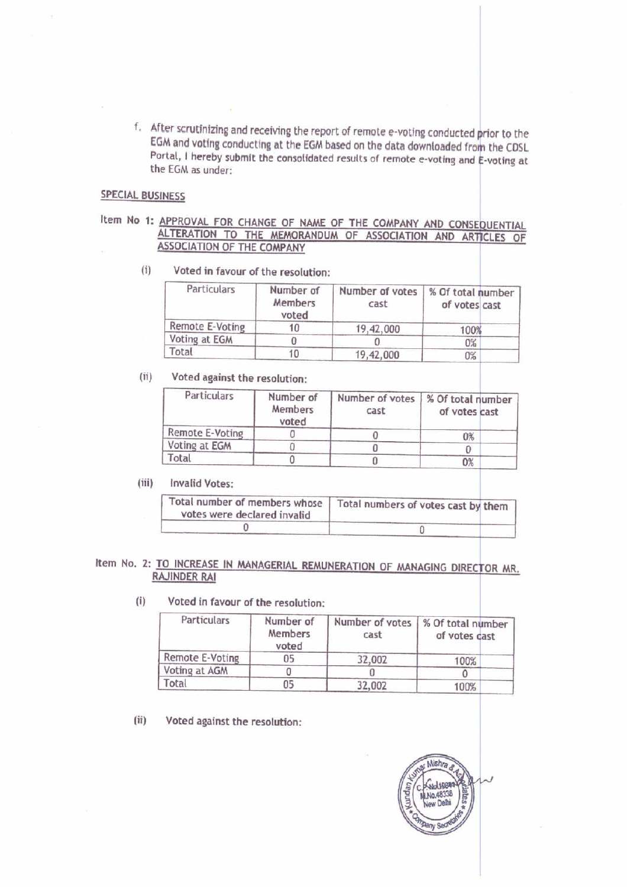f. After scrutinizing and receiving the report of remote e-voting conducted prior to the EGM and voting conducting at the EGM based on the data downloaded from the CDSL Portal, I hereby submit the consolidated results of remote e-voting and E-voting at the EGM as under:

**SPECIAL BUSINESS**

**Item No 1: APPROVAL FOR CHANGE OF NAME OF THE COMPANY AND CONSEQUENTIAL ALTERATION TO THE MEMORANDUM OF ASSOCIATION AND ARTICLES OF ASSOCIATION OF THE COMPANY**

(i) Voted in favour of the resolution:

| Particulars | Number of Members voted | Number of votes cast | % Of total number of votes cast |
|---|---|---|---|
| Remote E-Voting | 10 | 19,42,000 | 100% |
| Voting at EGM | 0 | 0 | 0% |
| Total | 10 | 19,42,000 | 0% |

(ii) Voted against the resolution:

| Particulars | Number of Members voted | Number of votes cast | % Of total number of votes cast |
|---|---|---|---|
| Remote E-Voting | 0 | 0 | 0% |
| Voting at EGM | 0 | 0 | 0 |
| Total | 0 | 0 | 0% |

(iii) Invalid Votes:

| Total number of members whose votes were declared invalid | Total numbers of votes cast by them |
|---|---|
| 0 | 0 |

**Item No. 2: TO INCREASE IN MANAGERIAL REMUNERATION OF MANAGING DIRECTOR MR. RAJINDER RAI**

(i) Voted in favour of the resolution:

| Particulars | Number of Members voted | Number of votes cast | % Of total number of votes cast |
|---|---|---|---|
| Remote E-Voting | 05 | 32,002 | 100% |
| Voting at AGM | 0 | 0 | 0 |
| Total | 05 | 32,002 | 100% |

(ii) Voted against the resolution: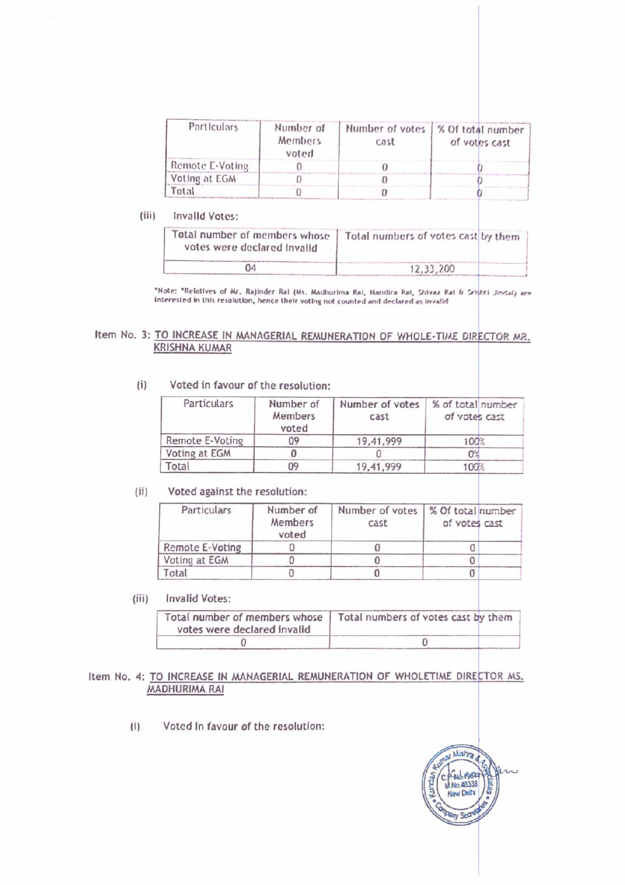| Particulars | Number of Members voted | Number of votes cast | % Of total number of votes cast |
|---|---|---|---|
| Remote E-Voting | 0 | 0 | 0 |
| Voting at EGM | 0 | 0 | 0 |
| Total | 0 | 0 | 0 |

(iii) Invalid Votes:

| Total number of members whose votes were declared invalid | Total numbers of votes cast by them |
|---|---|
| 04 | 12,33,200 |

*Note: *Relatives of Mr. Rajinder Rai (Ms. Madhurima Rai, Mandira Rai, Shivaz Rai & Srishti Jindal) are interested in this resolution, hence their voting not counted and declared as invalid

Item No. 3: TO INCREASE IN MANAGERIAL REMUNERATION OF WHOLE-TIME DIRECTOR MR. KRISHNA KUMAR

(i) Voted in favour of the resolution:

| Particulars | Number of Members voted | Number of votes cast | % of total number of votes cast |
|---|---|---|---|
| Remote E-Voting | 09 | 19,41,999 | 100% |
| Voting at EGM | 0 | 0 | 0% |
| Total | 09 | 19,41,999 | 100% |

(ii) Voted against the resolution:

| Particulars | Number of Members voted | Number of votes cast | % Of total number of votes cast |
|---|---|---|---|
| Remote E-Voting | 0 | 0 | 0 |
| Voting at EGM | 0 | 0 | 0 |
| Total | 0 | 0 | 0 |

(iii) Invalid Votes:

| Total number of members whose votes were declared invalid | Total numbers of votes cast by them |
|---|---|
| 0 | 0 |

Item No. 4: TO INCREASE IN MANAGERIAL REMUNERATION OF WHOLETIME DIRECTOR MS. MADHURIMA RAI

(i) Voted in favour of the resolution: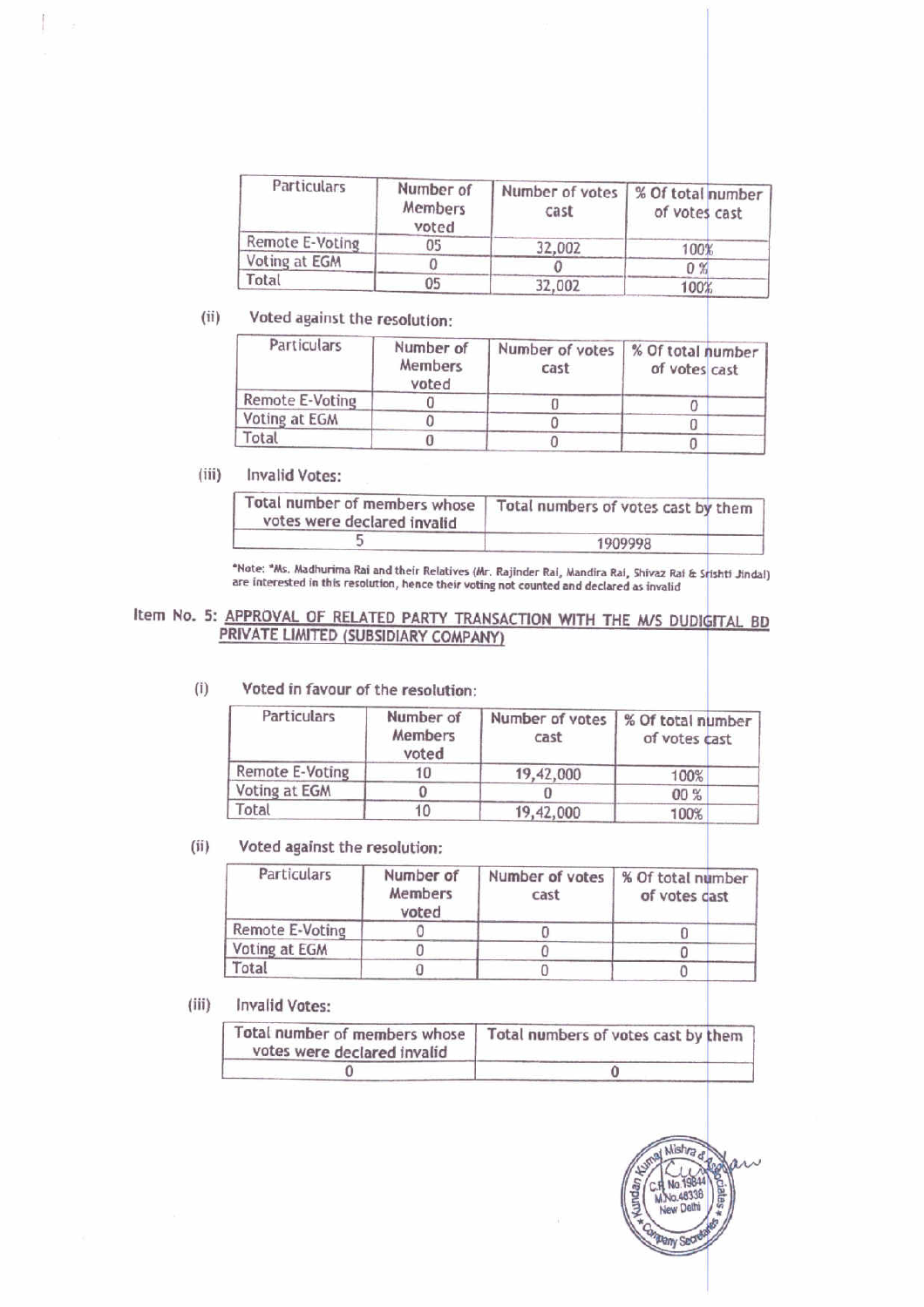| Particulars | Number of Members voted | Number of votes cast | % Of total number of votes cast |
|---|---|---|---|
| Remote E-Voting | 05 | 32,002 | 100% |
| Voting at EGM | 0 | 0 | 0 % |
| Total | 05 | 32,002 | 100% |

(ii) Voted against the resolution:

| Particulars | Number of Members voted | Number of votes cast | % Of total number of votes cast |
|---|---|---|---|
| Remote E-Voting | 0 | 0 | 0 |
| Voting at EGM | 0 | 0 | 0 |
| Total | 0 | 0 | 0 |

(iii) Invalid Votes:

| Total number of members whose votes were declared invalid | Total numbers of votes cast by them |
|---|---|
| 5 | 1909998 |

*Note: *Ms. Madhurima Rai and their Relatives (Mr. Rajinder Rai, Mandira Rai, Shivaz Rai & Srishti Jindal) are interested in this resolution, hence their voting not counted and declared as invalid

## Item No. 5: APPROVAL OF RELATED PARTY TRANSACTION WITH THE M/S DUDIGITAL BD PRIVATE LIMITED (SUBSIDIARY COMPANY)

(i) Voted in favour of the resolution:

| Particulars | Number of Members voted | Number of votes cast | % Of total number of votes cast |
|---|---|---|---|
| Remote E-Voting | 10 | 19,42,000 | 100% |
| Voting at EGM | 0 | 0 | 00 % |
| Total | 10 | 19,42,000 | 100% |

(ii) Voted against the resolution:

| Particulars | Number of Members voted | Number of votes cast | % Of total number of votes cast |
|---|---|---|---|
| Remote E-Voting | 0 | 0 | 0 |
| Voting at EGM | 0 | 0 | 0 |
| Total | 0 | 0 | 0 |

(iii) Invalid Votes:

| Total number of members whose votes were declared invalid | Total numbers of votes cast by them |
|---|---|
| 0 | 0 |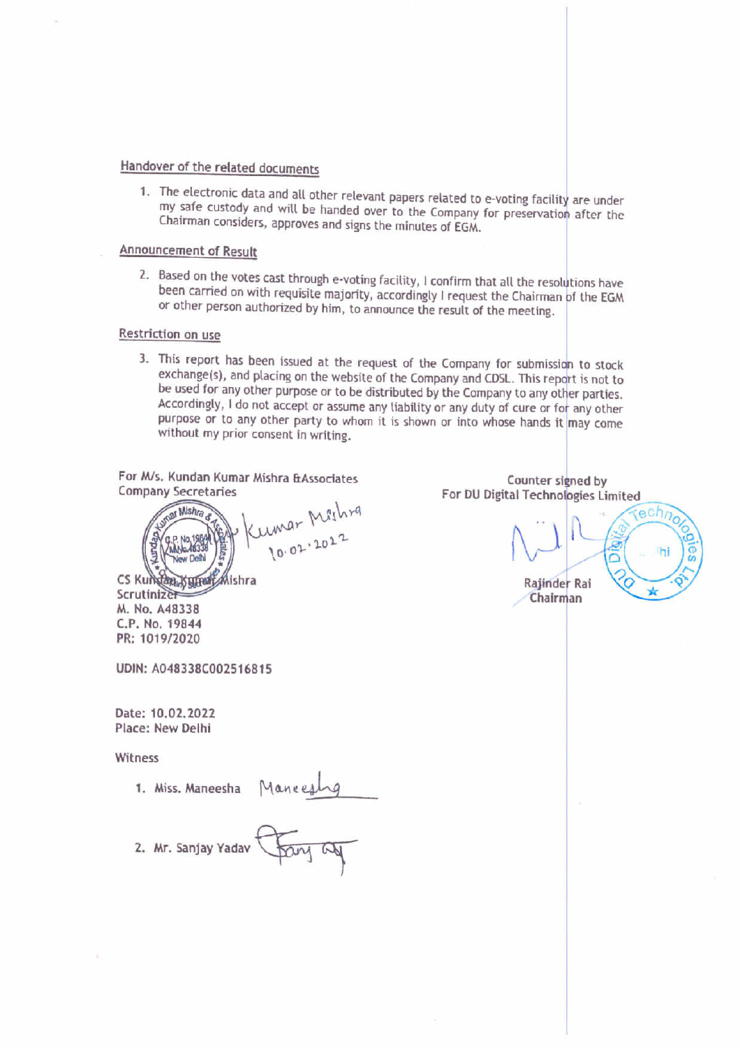## Handover of the related documents

1. The electronic data and all other relevant papers related to e-voting facility are under my safe custody and will be handed over to the Company for preservation after the Chairman considers, approves and signs the minutes of EGM.

## Announcement of Result

2. Based on the votes cast through e-voting facility, I confirm that all the resolutions have been carried on with requisite majority, accordingly I request the Chairman of the EGM or other person authorized by him, to announce the result of the meeting.

## Restriction on use

3. This report has been issued at the request of the Company for submission to stock exchange(s), and placing on the website of the Company and CDSL. This report is not to be used for any other purpose or to be distributed by the Company to any other parties. Accordingly, I do not accept or assume any liability or any duty of cure or for any other purpose or to any other party to whom it is shown or into whose hands it may come without my prior consent in writing.

For M/s. Kundan Kumar Mishra &Associates
Company Secretaries

Kumar Mishra
10.02.2022

**CS Kundan Kumar Mishra**
**Scrutinizer**
**M. No. A48338**
**C.P. No. 19844**
**PR: 1019/2020**

Counter signed by
For DU Digital Technologies Limited

**Rajinder Rai**
**Chairman**

**UDIN: A048338C002516815**

**Date: 10.02.2022**
**Place: New Delhi**

**Witness**

1. **Miss. Maneesha** Maneesha
2. **Mr. Sanjay Yadav**